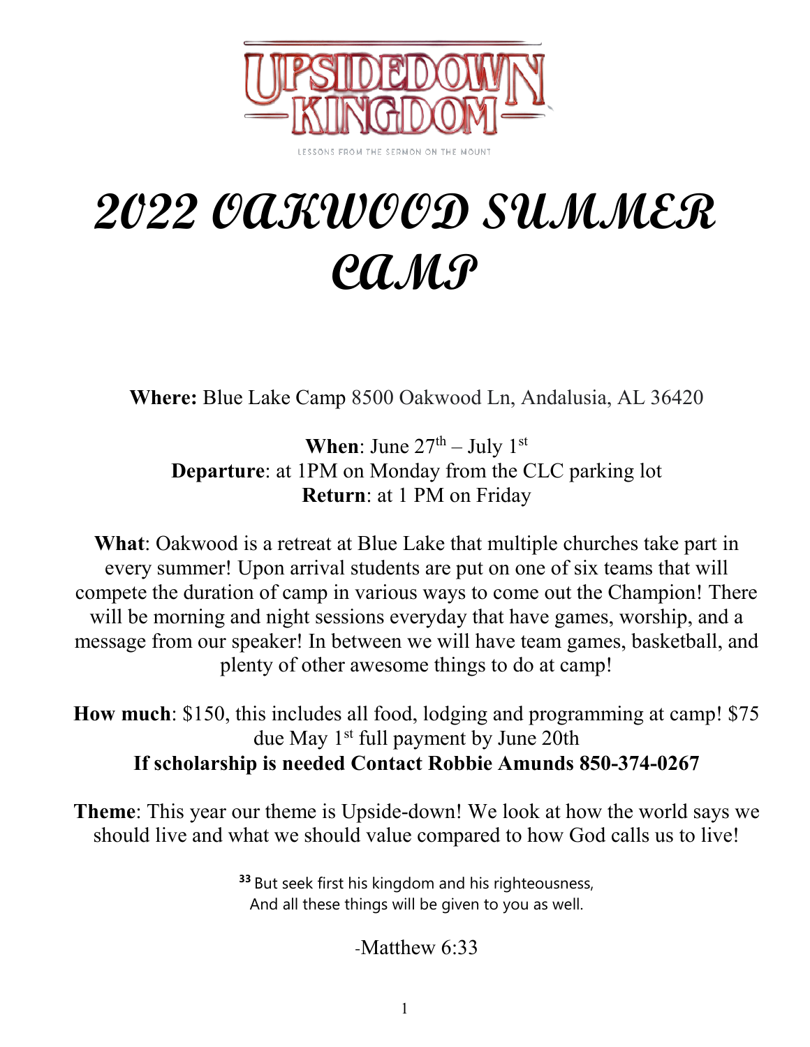UPSIDEDOWN KINGDOM

LESSONS FROM THE SERMON ON THE MOUNT

# *2022 OAKWOOD SUMMER CAMP*

**Where:** Blue Lake Camp 8500 Oakwood Ln, Andalusia, AL 36420

**When**: June 27th – July 1st
**Departure**: at 1PM on Monday from the CLC parking lot
**Return**: at 1 PM on Friday

**What**: Oakwood is a retreat at Blue Lake that multiple churches take part in every summer! Upon arrival students are put on one of six teams that will compete the duration of camp in various ways to come out the Champion! There will be morning and night sessions everyday that have games, worship, and a message from our speaker! In between we will have team games, basketball, and plenty of other awesome things to do at camp!

**How much**: $150, this includes all food, lodging and programming at camp! $75 due May 1st full payment by June 20th
**If scholarship is needed Contact Robbie Amunds 850-374-0267**

**Theme**: This year our theme is Upside-down! We look at how the world says we should live and what we should value compared to how God calls us to live!

**33** But seek first his kingdom and his righteousness,
And all these things will be given to you as well.

-Matthew 6:33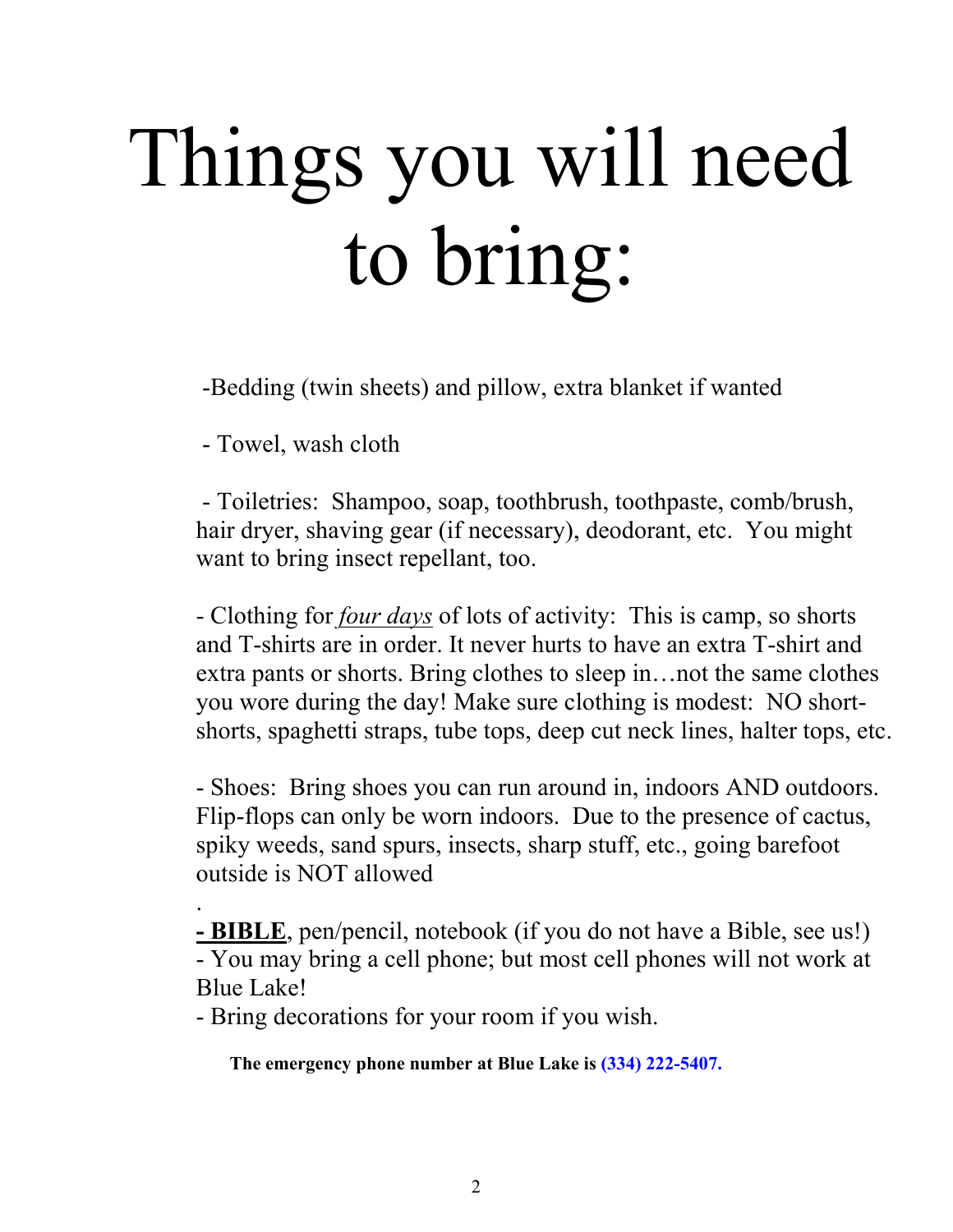# Things you will need to bring:

-Bedding (twin sheets) and pillow, extra blanket if wanted

- Towel, wash cloth

- Toiletries: Shampoo, soap, toothbrush, toothpaste, comb/brush, hair dryer, shaving gear (if necessary), deodorant, etc. You might want to bring insect repellant, too.

- Clothing for ***four days*** of lots of activity: This is camp, so shorts and T-shirts are in order. It never hurts to have an extra T-shirt and extra pants or shorts. Bring clothes to sleep in…not the same clothes you wore during the day! Make sure clothing is modest: NO short-shorts, spaghetti straps, tube tops, deep cut neck lines, halter tops, etc.

- Shoes: Bring shoes you can run around in, indoors AND outdoors. Flip-flops can only be worn indoors. Due to the presence of cactus, spiky weeds, sand spurs, insects, sharp stuff, etc., going barefoot outside is NOT allowed

.

**- BIBLE**, pen/pencil, notebook (if you do not have a Bible, see us!)
- You may bring a cell phone; but most cell phones will not work at Blue Lake!
- Bring decorations for your room if you wish.

**The emergency phone number at Blue Lake is (334) 222-5407.**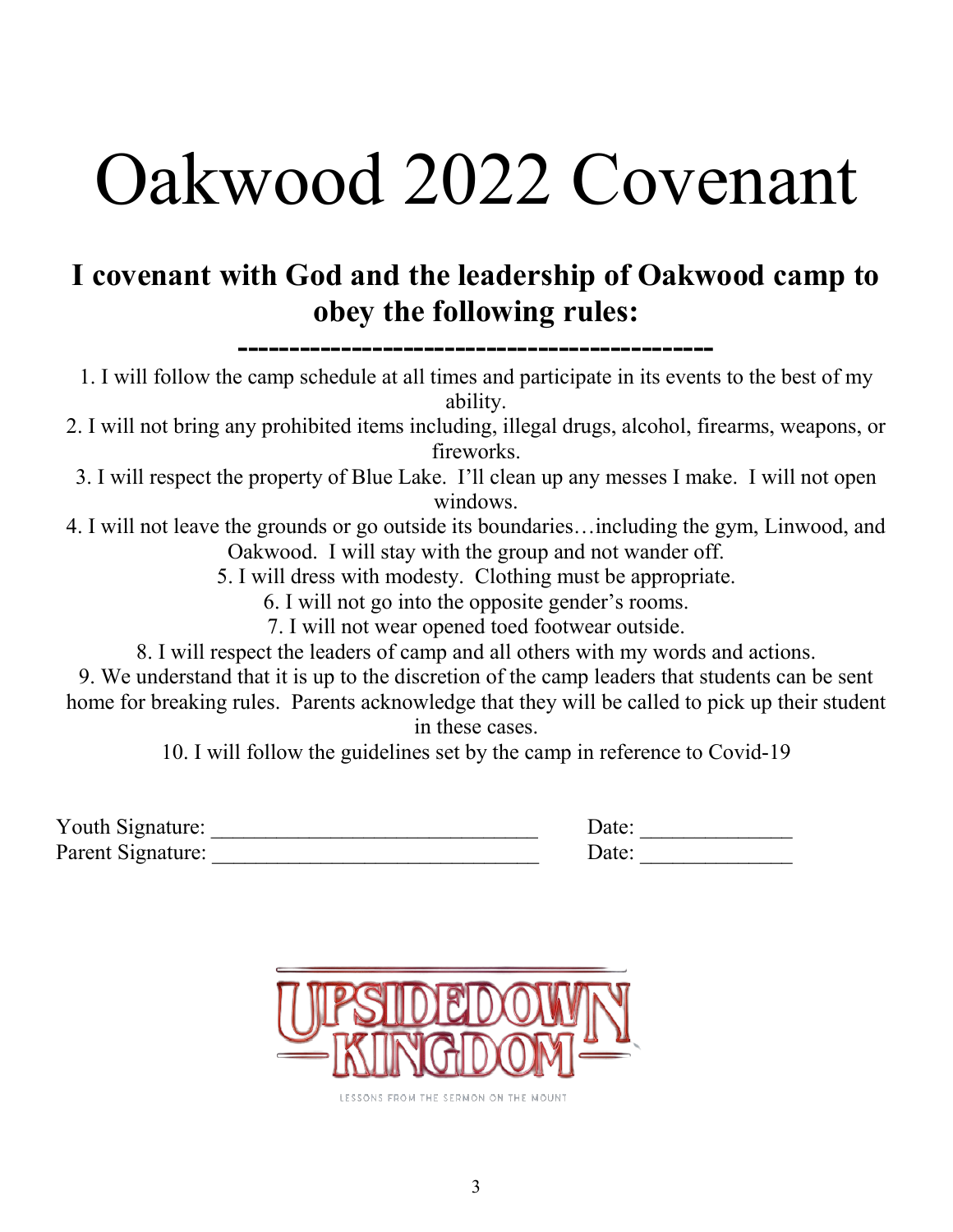# Oakwood 2022 Covenant

## I covenant with God and the leadership of Oakwood camp to obey the following rules:

1. I will follow the camp schedule at all times and participate in its events to the best of my ability.
2. I will not bring any prohibited items including, illegal drugs, alcohol, firearms, weapons, or fireworks.
3. I will respect the property of Blue Lake. I'll clean up any messes I make. I will not open windows.
4. I will not leave the grounds or go outside its boundaries…including the gym, Linwood, and Oakwood. I will stay with the group and not wander off.
5. I will dress with modesty. Clothing must be appropriate.
6. I will not go into the opposite gender's rooms.
7. I will not wear opened toed footwear outside.
8. I will respect the leaders of camp and all others with my words and actions.
9. We understand that it is up to the discretion of the camp leaders that students can be sent home for breaking rules. Parents acknowledge that they will be called to pick up their student in these cases.
10. I will follow the guidelines set by the camp in reference to Covid-19

Youth Signature: ______________________________ Date: ______________

Parent Signature: ______________________________ Date: ______________

UPSIDEDOWN KINGDOM

LESSONS FROM THE SERMON ON THE MOUNT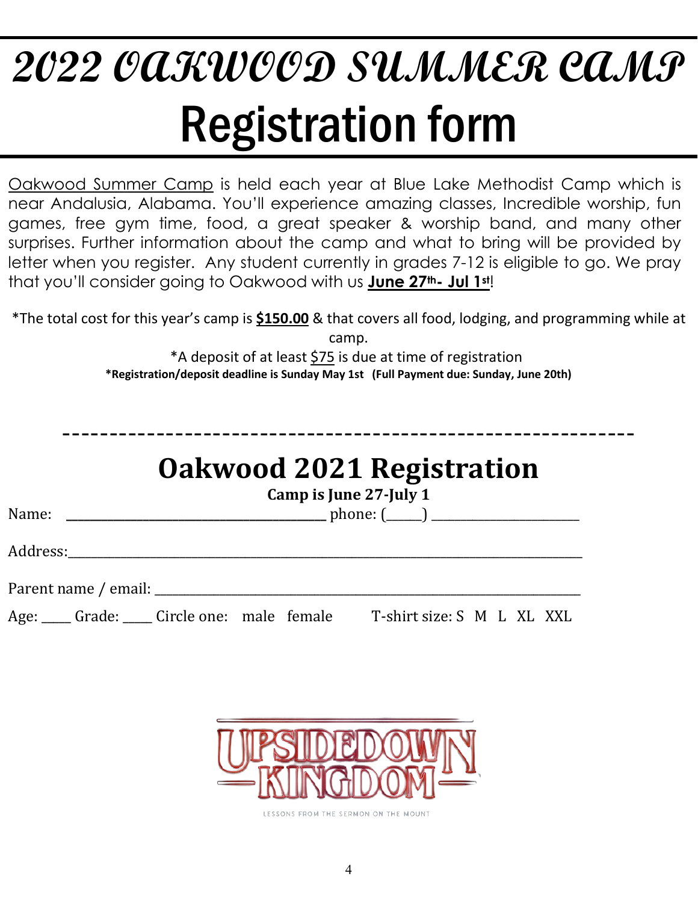# 2022 OAKWOOD SUMMER CAMP
# Registration form

Oakwood Summer Camp is held each year at Blue Lake Methodist Camp which is near Andalusia, Alabama. You'll experience amazing classes, Incredible worship, fun games, free gym time, food, a great speaker & worship band, and many other surprises. Further information about the camp and what to bring will be provided by letter when you register. Any student currently in grades 7-12 is eligible to go. We pray that you'll consider going to Oakwood with us **June 27th- Jul 1st**!

*The total cost for this year's camp is **$150.00** & that covers all food, lodging, and programming while at camp.

*A deposit of at least $75 is due at time of registration

**\*Registration/deposit deadline is Sunday May 1st (Full Payment due: Sunday, June 20th)**

---

## Oakwood 2021 Registration

**Camp is June 27-July 1**

Name: ______________________________ phone: (_____) ____________________

Address:______________________________________________________________

Parent name / email: ____________________________________________________

Age: _____ Grade: _____ Circle one: male female T-shirt size: S M L XL XXL

UPSIDEDOWN KINGDOM

LESSONS FROM THE SERMON ON THE MOUNT